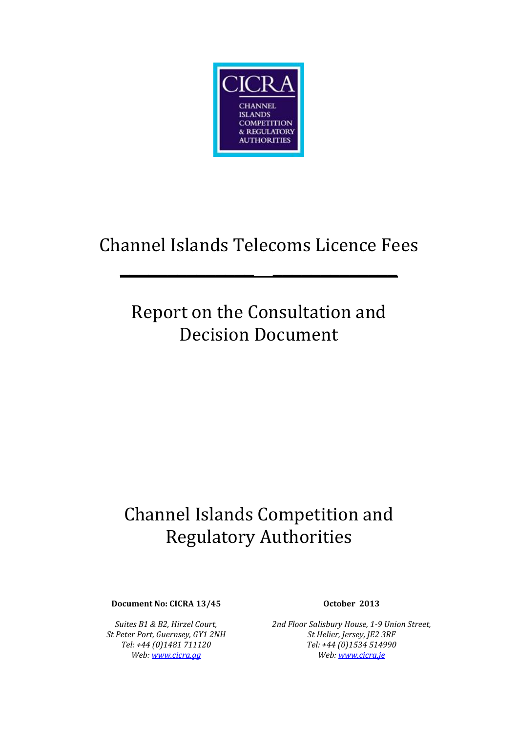CICRA

CHANNEL ISLANDS COMPETITION & REGULATORY AUTHORITIES

# Channel Islands Telecoms Licence Fees

## Report on the Consultation and Decision Document

## Channel Islands Competition and Regulatory Authorities

**Document No: CICRA 13/45**

**October 2013**

*Suites B1 & B2, Hirzel Court,*
*St Peter Port, Guernsey, GY1 2NH*
*Tel: +44 (0)1481 711120*
*Web: www.cicra.gg*

*2nd Floor Salisbury House, 1-9 Union Street,*
*St Helier, Jersey, JE2 3RF*
*Tel: +44 (0)1534 514990*
*Web: www.cicra.je*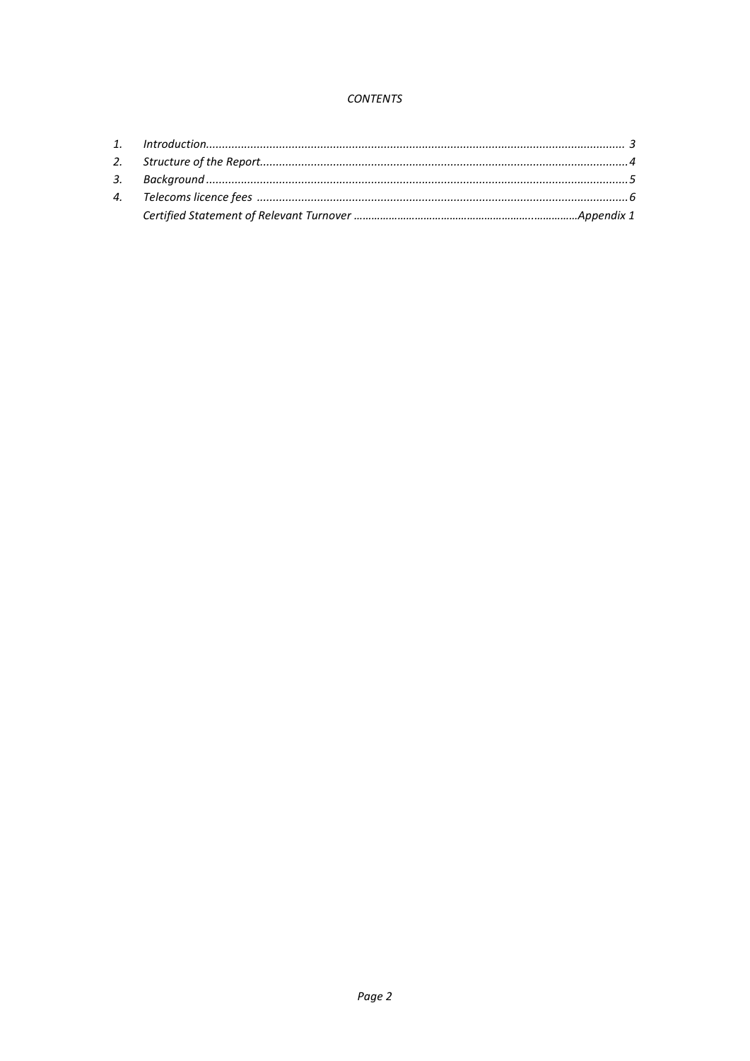*CONTENTS*

| | | |
|---|---|---|
| *1.* | *Introduction* | *3* |
| *2.* | *Structure of the Report* | *4* |
| *3.* | *Background* | *5* |
| *4.* | *Telecoms licence fees* | *6* |
| | *Certified Statement of Relevant Turnover* | *Appendix 1* |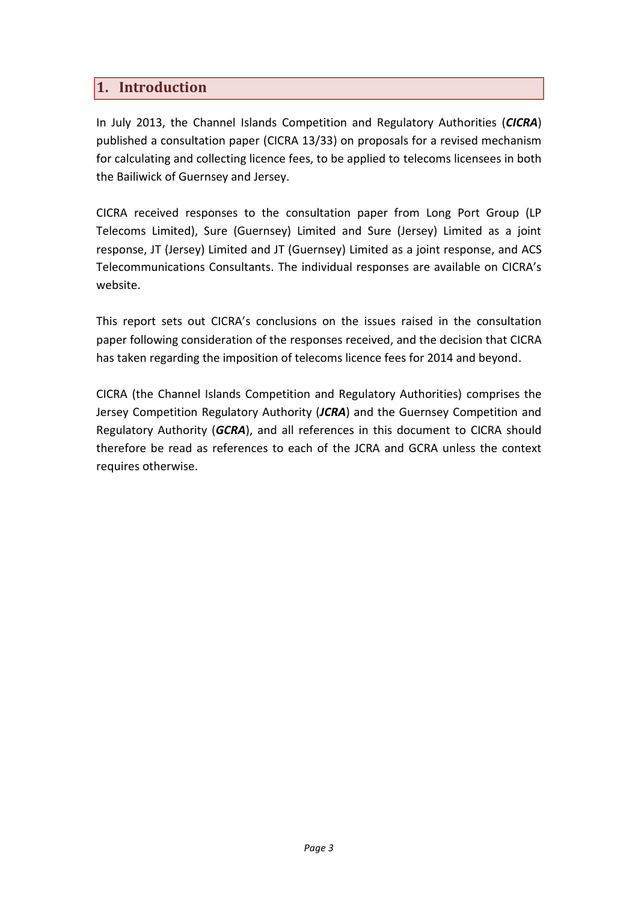# 1. Introduction

In July 2013, the Channel Islands Competition and Regulatory Authorities (***CICRA***) published a consultation paper (CICRA 13/33) on proposals for a revised mechanism for calculating and collecting licence fees, to be applied to telecoms licensees in both the Bailiwick of Guernsey and Jersey.

CICRA received responses to the consultation paper from Long Port Group (LP Telecoms Limited), Sure (Guernsey) Limited and Sure (Jersey) Limited as a joint response, JT (Jersey) Limited and JT (Guernsey) Limited as a joint response, and ACS Telecommunications Consultants. The individual responses are available on CICRA's website.

This report sets out CICRA's conclusions on the issues raised in the consultation paper following consideration of the responses received, and the decision that CICRA has taken regarding the imposition of telecoms licence fees for 2014 and beyond.

CICRA (the Channel Islands Competition and Regulatory Authorities) comprises the Jersey Competition Regulatory Authority (***JCRA***) and the Guernsey Competition and Regulatory Authority (***GCRA***), and all references in this document to CICRA should therefore be read as references to each of the JCRA and GCRA unless the context requires otherwise.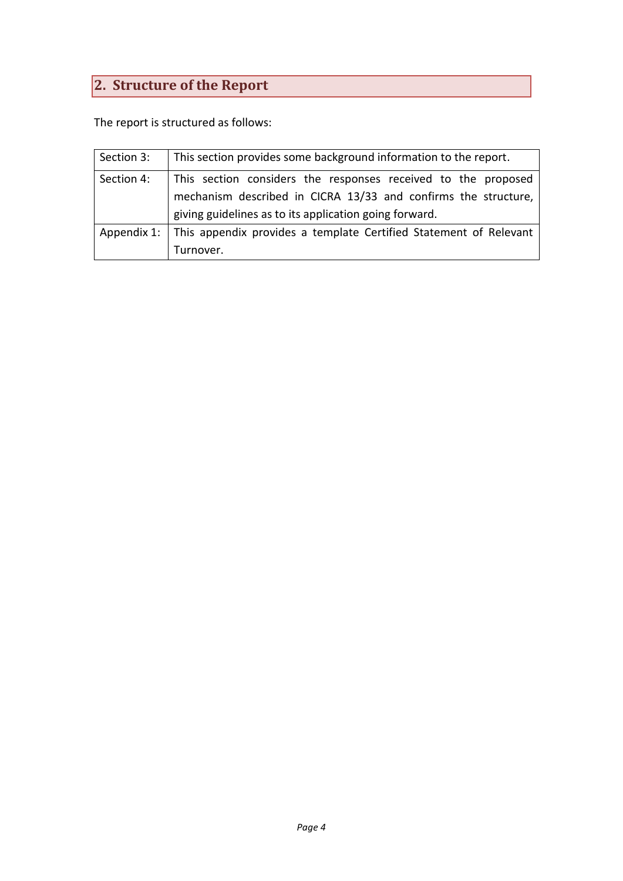## 2. Structure of the Report

The report is structured as follows:

| | |
|---|---|
| Section 3: | This section provides some background information to the report. |
| Section 4: | This section considers the responses received to the proposed mechanism described in CICRA 13/33 and confirms the structure, giving guidelines as to its application going forward. |
| Appendix 1: | This appendix provides a template Certified Statement of Relevant Turnover. |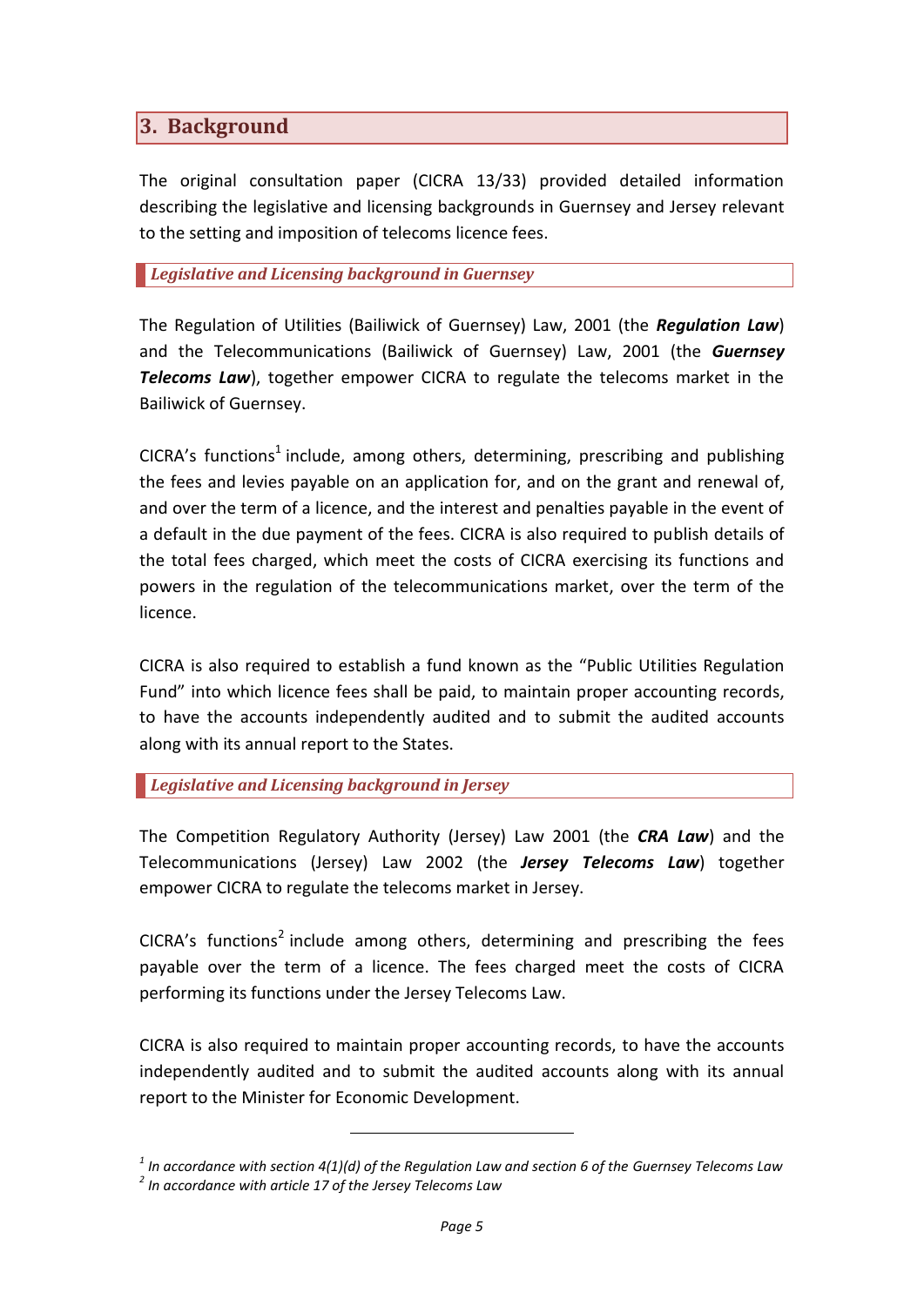## 3. Background

The original consultation paper (CICRA 13/33) provided detailed information describing the legislative and licensing backgrounds in Guernsey and Jersey relevant to the setting and imposition of telecoms licence fees.

### *Legislative and Licensing background in Guernsey*

The Regulation of Utilities (Bailiwick of Guernsey) Law, 2001 (the ***Regulation Law***) and the Telecommunications (Bailiwick of Guernsey) Law, 2001 (the ***Guernsey Telecoms Law***), together empower CICRA to regulate the telecoms market in the Bailiwick of Guernsey.

CICRA's functions[1] include, among others, determining, prescribing and publishing the fees and levies payable on an application for, and on the grant and renewal of, and over the term of a licence, and the interest and penalties payable in the event of a default in the due payment of the fees. CICRA is also required to publish details of the total fees charged, which meet the costs of CICRA exercising its functions and powers in the regulation of the telecommunications market, over the term of the licence.

CICRA is also required to establish a fund known as the "Public Utilities Regulation Fund" into which licence fees shall be paid, to maintain proper accounting records, to have the accounts independently audited and to submit the audited accounts along with its annual report to the States.

### *Legislative and Licensing background in Jersey*

The Competition Regulatory Authority (Jersey) Law 2001 (the ***CRA Law***) and the Telecommunications (Jersey) Law 2002 (the ***Jersey Telecoms Law***) together empower CICRA to regulate the telecoms market in Jersey.

CICRA's functions[2] include among others, determining and prescribing the fees payable over the term of a licence. The fees charged meet the costs of CICRA performing its functions under the Jersey Telecoms Law.

CICRA is also required to maintain proper accounting records, to have the accounts independently audited and to submit the audited accounts along with its annual report to the Minister for Economic Development.

---

[1] *In accordance with section 4(1)(d) of the Regulation Law and section 6 of the Guernsey Telecoms Law*

[2] *In accordance with article 17 of the Jersey Telecoms Law*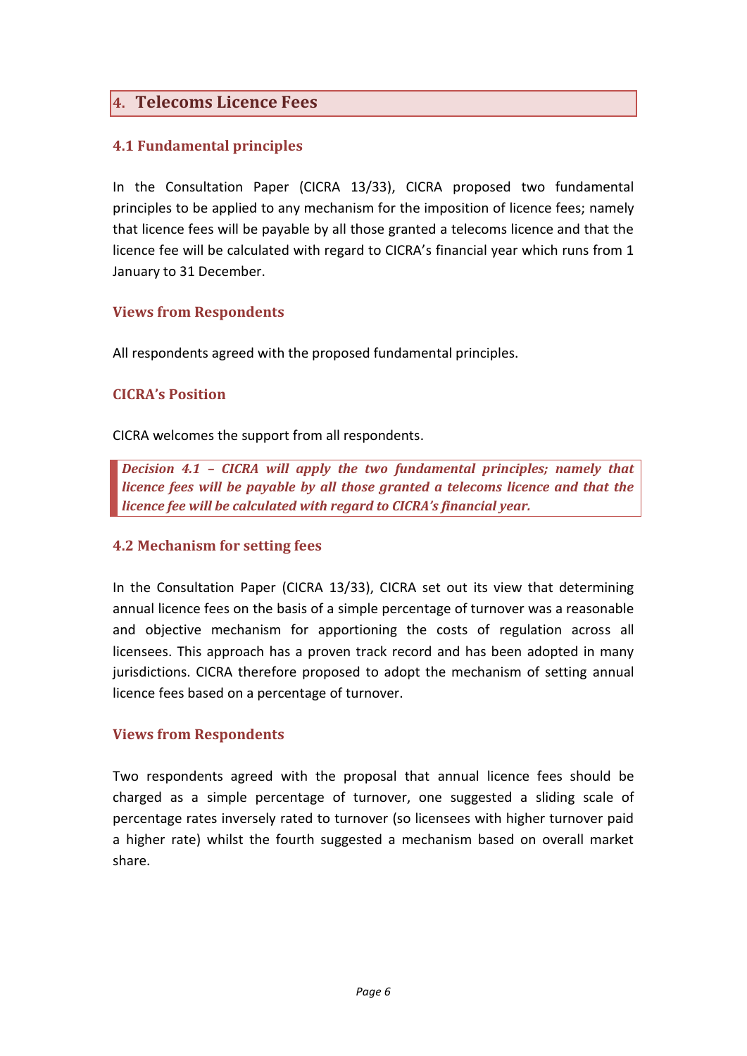## 4. Telecoms Licence Fees

### 4.1 Fundamental principles

In the Consultation Paper (CICRA 13/33), CICRA proposed two fundamental principles to be applied to any mechanism for the imposition of licence fees; namely that licence fees will be payable by all those granted a telecoms licence and that the licence fee will be calculated with regard to CICRA's financial year which runs from 1 January to 31 December.

#### Views from Respondents

All respondents agreed with the proposed fundamental principles.

#### CICRA's Position

CICRA welcomes the support from all respondents.

> ***Decision 4.1 – CICRA will apply the two fundamental principles; namely that licence fees will be payable by all those granted a telecoms licence and that the licence fee will be calculated with regard to CICRA's financial year.***

### 4.2 Mechanism for setting fees

In the Consultation Paper (CICRA 13/33), CICRA set out its view that determining annual licence fees on the basis of a simple percentage of turnover was a reasonable and objective mechanism for apportioning the costs of regulation across all licensees. This approach has a proven track record and has been adopted in many jurisdictions. CICRA therefore proposed to adopt the mechanism of setting annual licence fees based on a percentage of turnover.

#### Views from Respondents

Two respondents agreed with the proposal that annual licence fees should be charged as a simple percentage of turnover, one suggested a sliding scale of percentage rates inversely rated to turnover (so licensees with higher turnover paid a higher rate) whilst the fourth suggested a mechanism based on overall market share.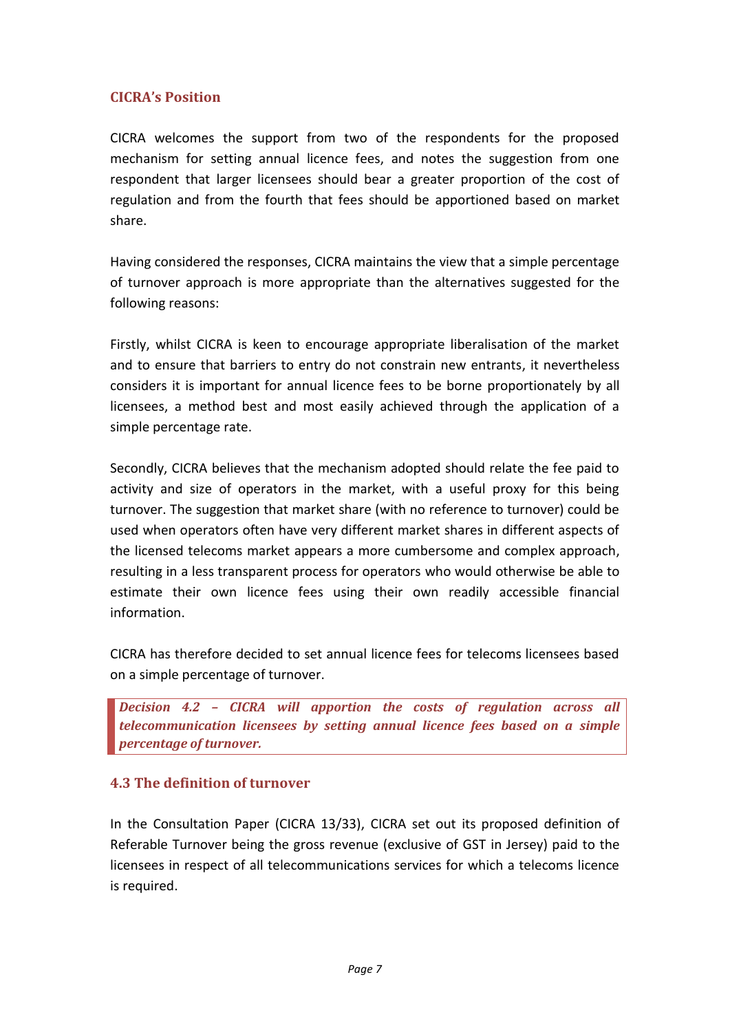### CICRA's Position

CICRA welcomes the support from two of the respondents for the proposed mechanism for setting annual licence fees, and notes the suggestion from one respondent that larger licensees should bear a greater proportion of the cost of regulation and from the fourth that fees should be apportioned based on market share.

Having considered the responses, CICRA maintains the view that a simple percentage of turnover approach is more appropriate than the alternatives suggested for the following reasons:

Firstly, whilst CICRA is keen to encourage appropriate liberalisation of the market and to ensure that barriers to entry do not constrain new entrants, it nevertheless considers it is important for annual licence fees to be borne proportionately by all licensees, a method best and most easily achieved through the application of a simple percentage rate.

Secondly, CICRA believes that the mechanism adopted should relate the fee paid to activity and size of operators in the market, with a useful proxy for this being turnover. The suggestion that market share (with no reference to turnover) could be used when operators often have very different market shares in different aspects of the licensed telecoms market appears a more cumbersome and complex approach, resulting in a less transparent process for operators who would otherwise be able to estimate their own licence fees using their own readily accessible financial information.

CICRA has therefore decided to set annual licence fees for telecoms licensees based on a simple percentage of turnover.

> ***Decision 4.2 – CICRA will apportion the costs of regulation across all telecommunication licensees by setting annual licence fees based on a simple percentage of turnover.***

### 4.3 The definition of turnover

In the Consultation Paper (CICRA 13/33), CICRA set out its proposed definition of Referable Turnover being the gross revenue (exclusive of GST in Jersey) paid to the licensees in respect of all telecommunications services for which a telecoms licence is required.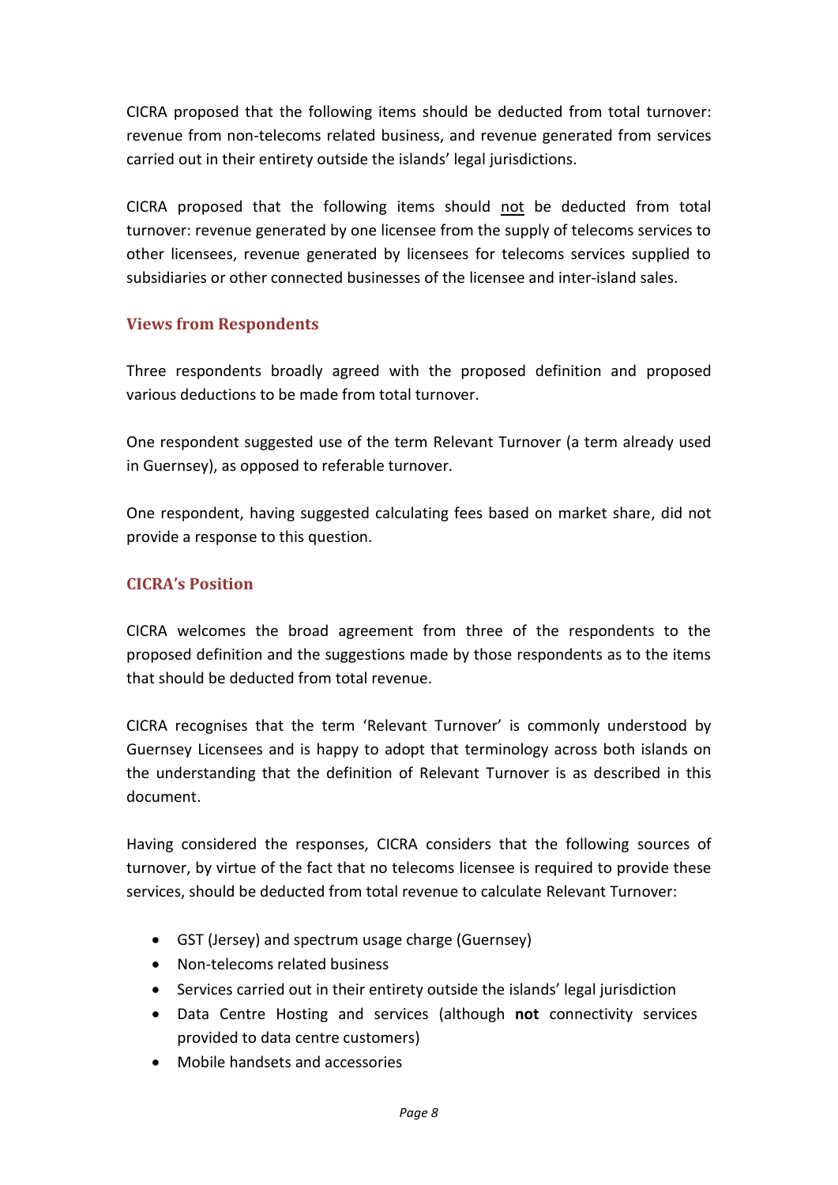CICRA proposed that the following items should be deducted from total turnover: revenue from non-telecoms related business, and revenue generated from services carried out in their entirety outside the islands' legal jurisdictions.

CICRA proposed that the following items should <u>not</u> be deducted from total turnover: revenue generated by one licensee from the supply of telecoms services to other licensees, revenue generated by licensees for telecoms services supplied to subsidiaries or other connected businesses of the licensee and inter-island sales.

### Views from Respondents

Three respondents broadly agreed with the proposed definition and proposed various deductions to be made from total turnover.

One respondent suggested use of the term Relevant Turnover (a term already used in Guernsey), as opposed to referable turnover.

One respondent, having suggested calculating fees based on market share, did not provide a response to this question.

### CICRA's Position

CICRA welcomes the broad agreement from three of the respondents to the proposed definition and the suggestions made by those respondents as to the items that should be deducted from total revenue.

CICRA recognises that the term 'Relevant Turnover' is commonly understood by Guernsey Licensees and is happy to adopt that terminology across both islands on the understanding that the definition of Relevant Turnover is as described in this document.

Having considered the responses, CICRA considers that the following sources of turnover, by virtue of the fact that no telecoms licensee is required to provide these services, should be deducted from total revenue to calculate Relevant Turnover:

- GST (Jersey) and spectrum usage charge (Guernsey)
- Non-telecoms related business
- Services carried out in their entirety outside the islands' legal jurisdiction
- Data Centre Hosting and services (although **not** connectivity services provided to data centre customers)
- Mobile handsets and accessories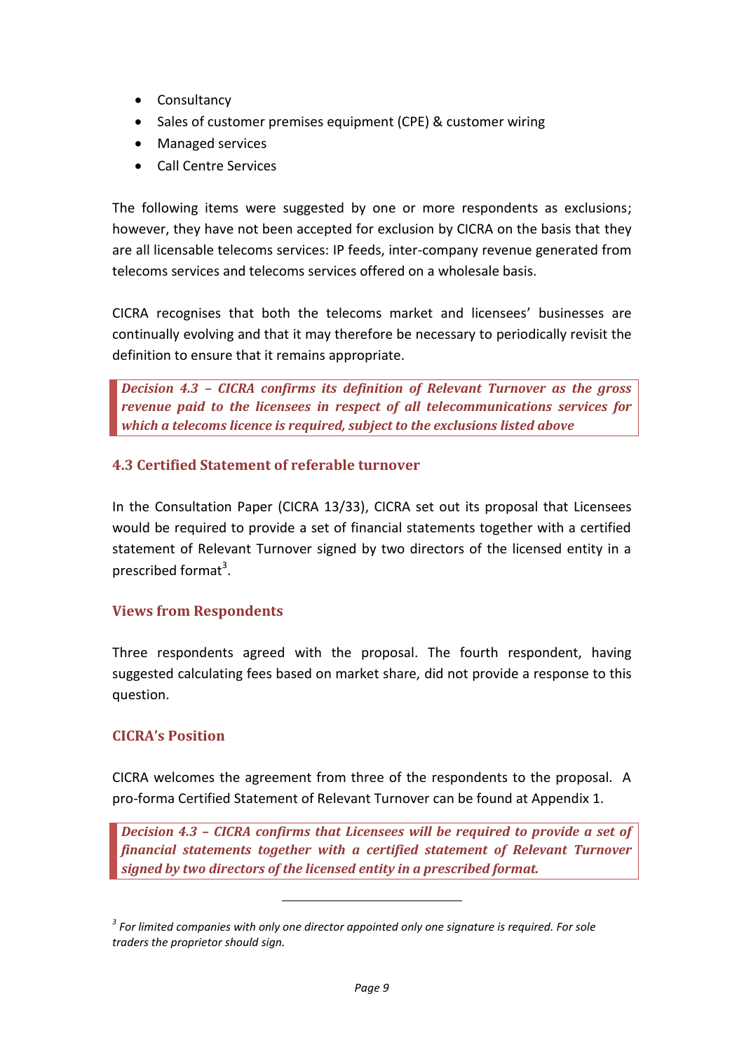- Consultancy
- Sales of customer premises equipment (CPE) & customer wiring
- Managed services
- Call Centre Services

The following items were suggested by one or more respondents as exclusions; however, they have not been accepted for exclusion by CICRA on the basis that they are all licensable telecoms services: IP feeds, inter-company revenue generated from telecoms services and telecoms services offered on a wholesale basis.

CICRA recognises that both the telecoms market and licensees' businesses are continually evolving and that it may therefore be necessary to periodically revisit the definition to ensure that it remains appropriate.

> ***Decision 4.3 – CICRA confirms its definition of Relevant Turnover as the gross revenue paid to the licensees in respect of all telecommunications services for which a telecoms licence is required, subject to the exclusions listed above***

### 4.3 Certified Statement of referable turnover

In the Consultation Paper (CICRA 13/33), CICRA set out its proposal that Licensees would be required to provide a set of financial statements together with a certified statement of Relevant Turnover signed by two directors of the licensed entity in a prescribed format[3].

#### Views from Respondents

Three respondents agreed with the proposal. The fourth respondent, having suggested calculating fees based on market share, did not provide a response to this question.

#### CICRA's Position

CICRA welcomes the agreement from three of the respondents to the proposal. A pro-forma Certified Statement of Relevant Turnover can be found at Appendix 1.

> ***Decision 4.3 – CICRA confirms that Licensees will be required to provide a set of financial statements together with a certified statement of Relevant Turnover signed by two directors of the licensed entity in a prescribed format.***

---

[3] *For limited companies with only one director appointed only one signature is required. For sole traders the proprietor should sign.*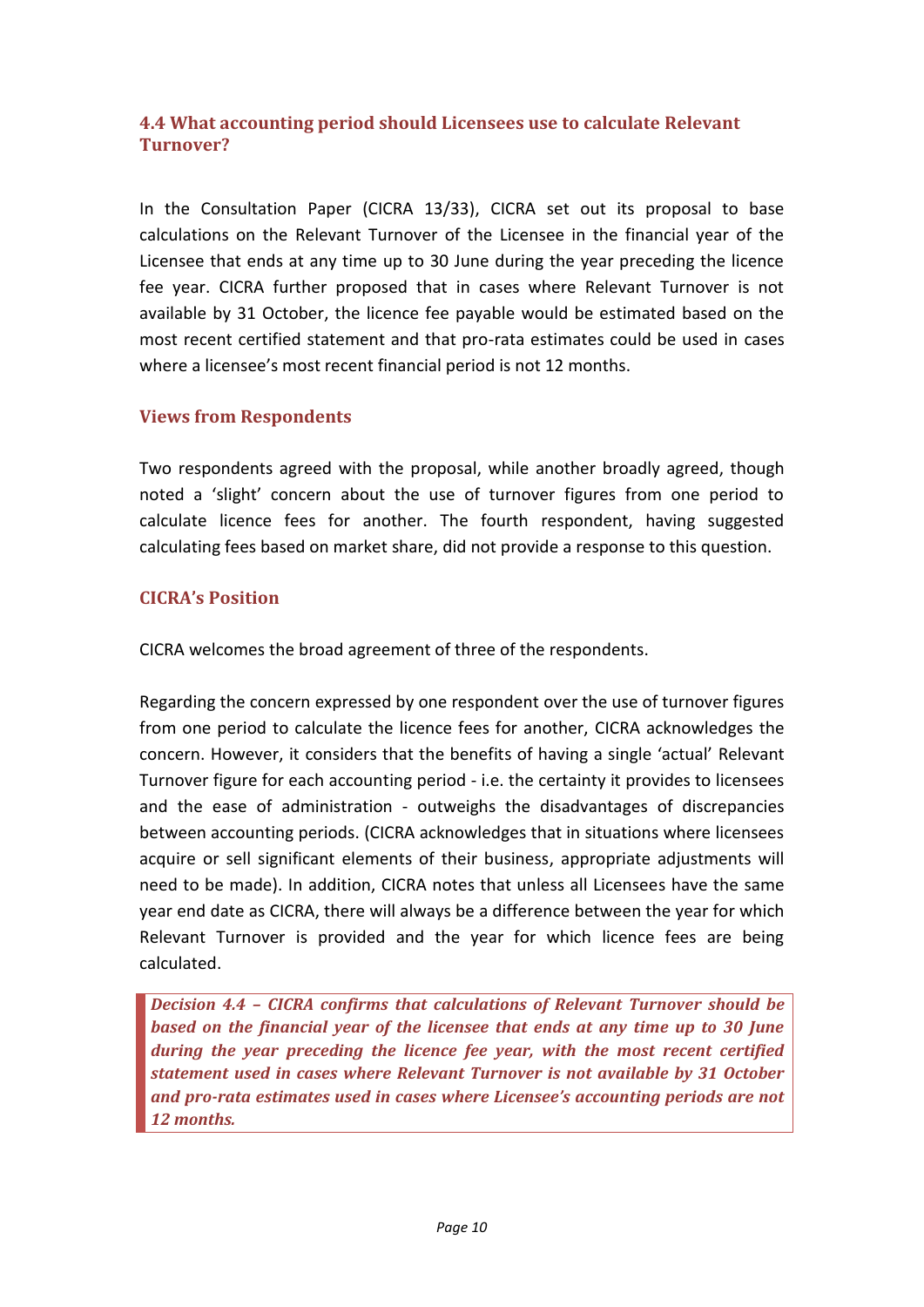### 4.4 What accounting period should Licensees use to calculate Relevant Turnover?

In the Consultation Paper (CICRA 13/33), CICRA set out its proposal to base calculations on the Relevant Turnover of the Licensee in the financial year of the Licensee that ends at any time up to 30 June during the year preceding the licence fee year. CICRA further proposed that in cases where Relevant Turnover is not available by 31 October, the licence fee payable would be estimated based on the most recent certified statement and that pro-rata estimates could be used in cases where a licensee's most recent financial period is not 12 months.

#### Views from Respondents

Two respondents agreed with the proposal, while another broadly agreed, though noted a 'slight' concern about the use of turnover figures from one period to calculate licence fees for another. The fourth respondent, having suggested calculating fees based on market share, did not provide a response to this question.

#### CICRA's Position

CICRA welcomes the broad agreement of three of the respondents.

Regarding the concern expressed by one respondent over the use of turnover figures from one period to calculate the licence fees for another, CICRA acknowledges the concern. However, it considers that the benefits of having a single 'actual' Relevant Turnover figure for each accounting period - i.e. the certainty it provides to licensees and the ease of administration - outweighs the disadvantages of discrepancies between accounting periods. (CICRA acknowledges that in situations where licensees acquire or sell significant elements of their business, appropriate adjustments will need to be made). In addition, CICRA notes that unless all Licensees have the same year end date as CICRA, there will always be a difference between the year for which Relevant Turnover is provided and the year for which licence fees are being calculated.

> ***Decision 4.4 – CICRA confirms that calculations of Relevant Turnover should be based on the financial year of the licensee that ends at any time up to 30 June during the year preceding the licence fee year, with the most recent certified statement used in cases where Relevant Turnover is not available by 31 October and pro-rata estimates used in cases where Licensee's accounting periods are not 12 months.***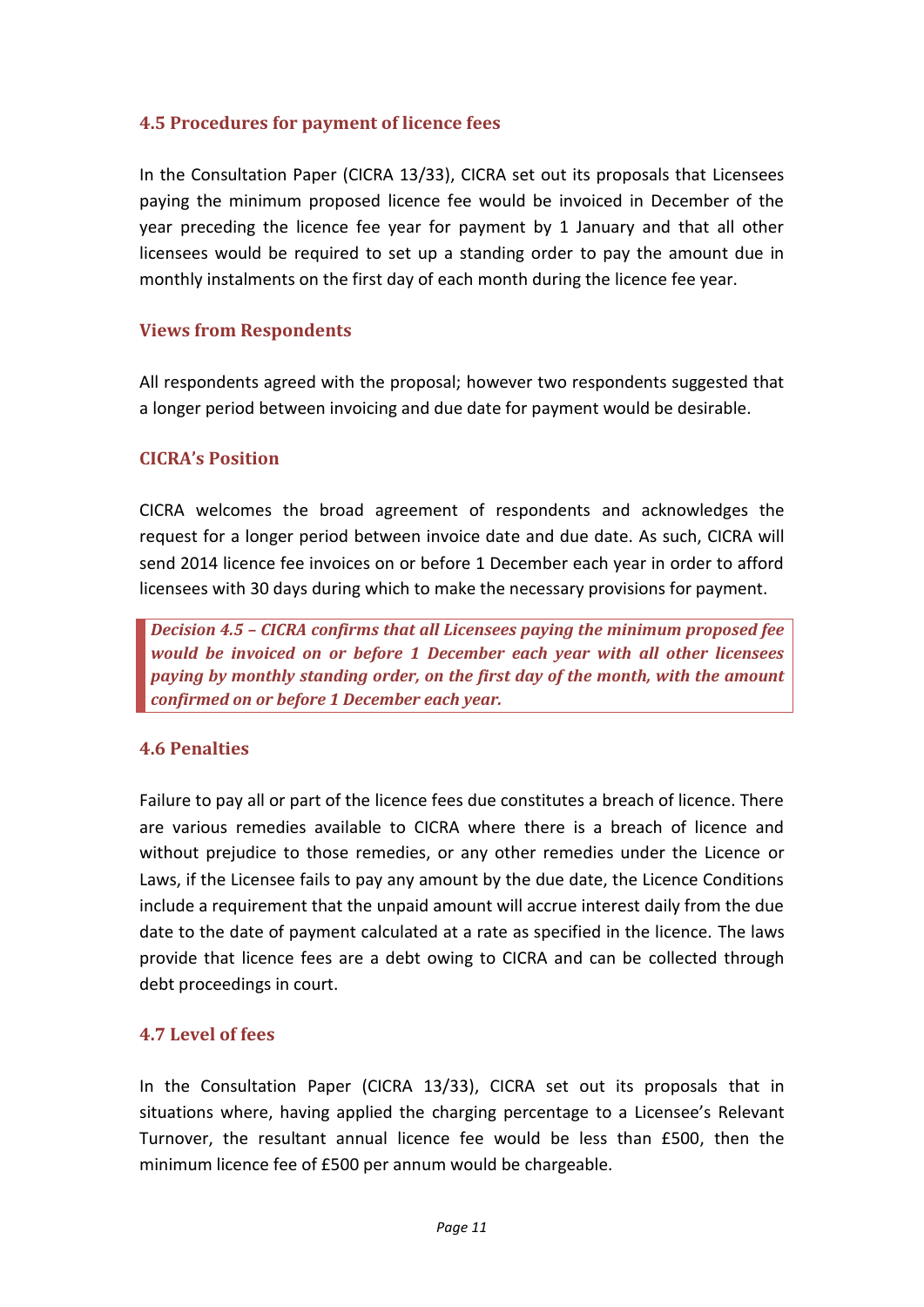### 4.5 Procedures for payment of licence fees

In the Consultation Paper (CICRA 13/33), CICRA set out its proposals that Licensees paying the minimum proposed licence fee would be invoiced in December of the year preceding the licence fee year for payment by 1 January and that all other licensees would be required to set up a standing order to pay the amount due in monthly instalments on the first day of each month during the licence fee year.

#### Views from Respondents

All respondents agreed with the proposal; however two respondents suggested that a longer period between invoicing and due date for payment would be desirable.

#### CICRA's Position

CICRA welcomes the broad agreement of respondents and acknowledges the request for a longer period between invoice date and due date. As such, CICRA will send 2014 licence fee invoices on or before 1 December each year in order to afford licensees with 30 days during which to make the necessary provisions for payment.

> ***Decision 4.5 – CICRA confirms that all Licensees paying the minimum proposed fee would be invoiced on or before 1 December each year with all other licensees paying by monthly standing order, on the first day of the month, with the amount confirmed on or before 1 December each year.***

### 4.6 Penalties

Failure to pay all or part of the licence fees due constitutes a breach of licence. There are various remedies available to CICRA where there is a breach of licence and without prejudice to those remedies, or any other remedies under the Licence or Laws, if the Licensee fails to pay any amount by the due date, the Licence Conditions include a requirement that the unpaid amount will accrue interest daily from the due date to the date of payment calculated at a rate as specified in the licence. The laws provide that licence fees are a debt owing to CICRA and can be collected through debt proceedings in court.

### 4.7 Level of fees

In the Consultation Paper (CICRA 13/33), CICRA set out its proposals that in situations where, having applied the charging percentage to a Licensee's Relevant Turnover, the resultant annual licence fee would be less than £500, then the minimum licence fee of £500 per annum would be chargeable.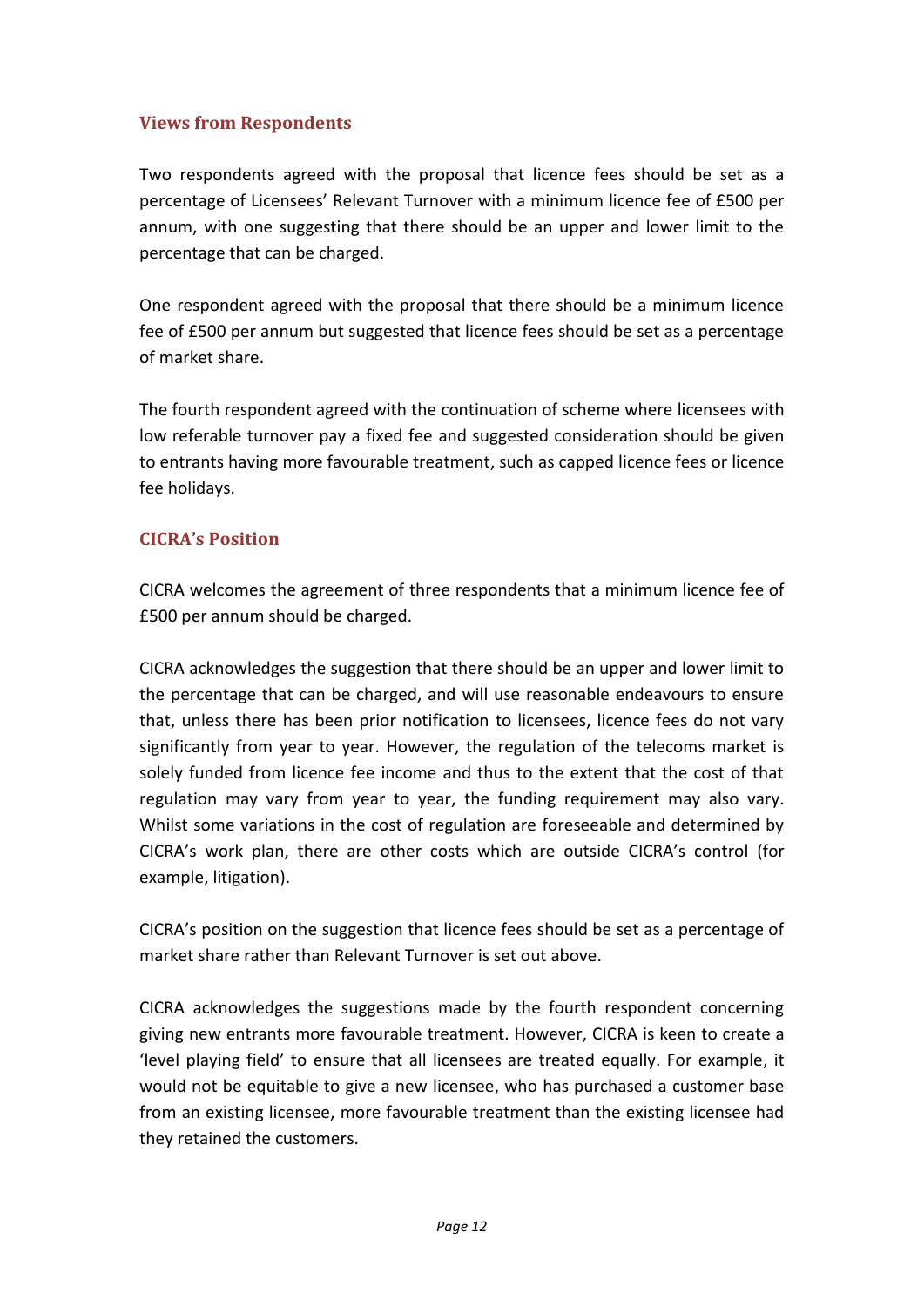### Views from Respondents

Two respondents agreed with the proposal that licence fees should be set as a percentage of Licensees' Relevant Turnover with a minimum licence fee of £500 per annum, with one suggesting that there should be an upper and lower limit to the percentage that can be charged.

One respondent agreed with the proposal that there should be a minimum licence fee of £500 per annum but suggested that licence fees should be set as a percentage of market share.

The fourth respondent agreed with the continuation of scheme where licensees with low referable turnover pay a fixed fee and suggested consideration should be given to entrants having more favourable treatment, such as capped licence fees or licence fee holidays.

### CICRA's Position

CICRA welcomes the agreement of three respondents that a minimum licence fee of £500 per annum should be charged.

CICRA acknowledges the suggestion that there should be an upper and lower limit to the percentage that can be charged, and will use reasonable endeavours to ensure that, unless there has been prior notification to licensees, licence fees do not vary significantly from year to year. However, the regulation of the telecoms market is solely funded from licence fee income and thus to the extent that the cost of that regulation may vary from year to year, the funding requirement may also vary. Whilst some variations in the cost of regulation are foreseeable and determined by CICRA's work plan, there are other costs which are outside CICRA's control (for example, litigation).

CICRA's position on the suggestion that licence fees should be set as a percentage of market share rather than Relevant Turnover is set out above.

CICRA acknowledges the suggestions made by the fourth respondent concerning giving new entrants more favourable treatment. However, CICRA is keen to create a 'level playing field' to ensure that all licensees are treated equally. For example, it would not be equitable to give a new licensee, who has purchased a customer base from an existing licensee, more favourable treatment than the existing licensee had they retained the customers.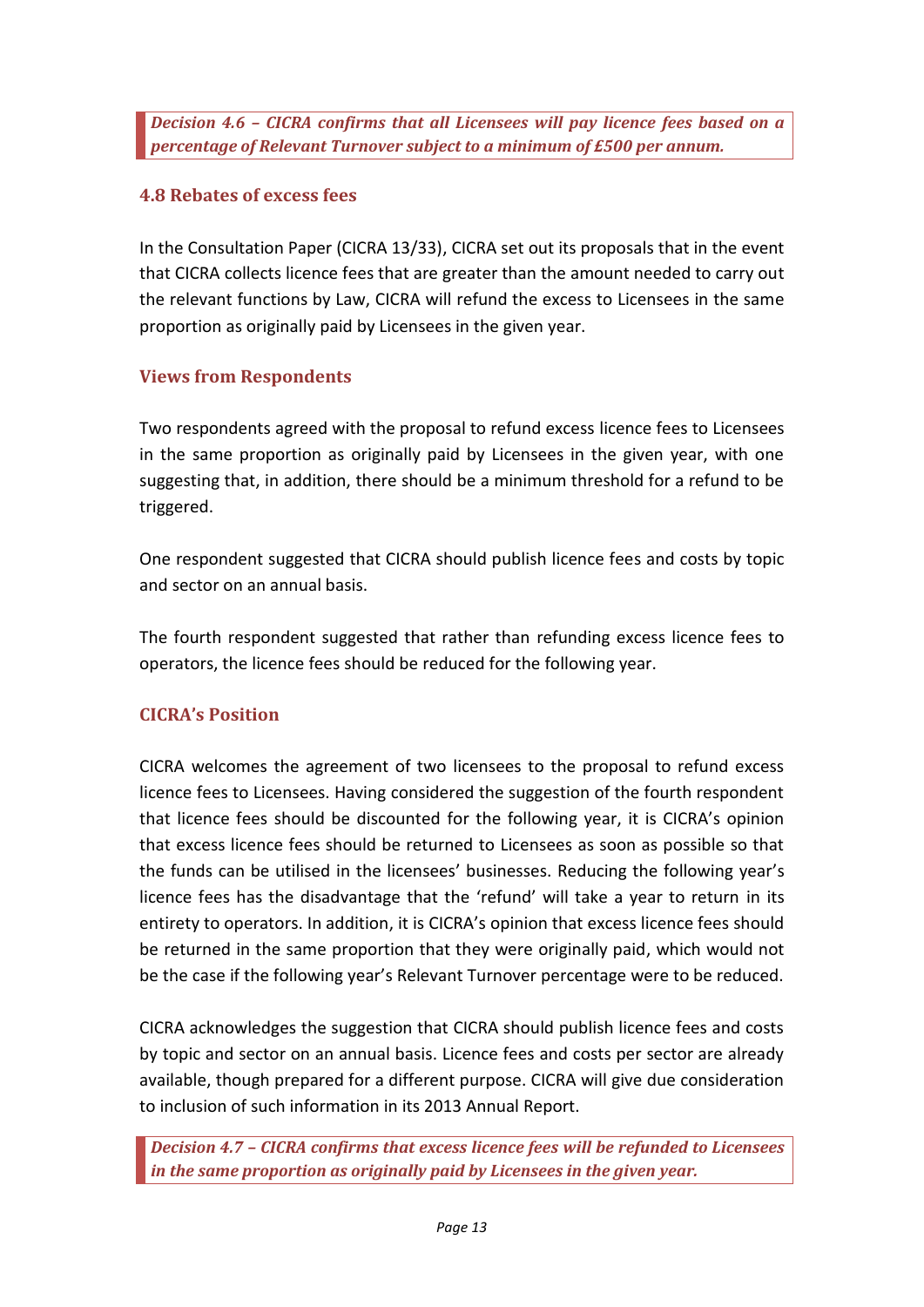***Decision 4.6 – CICRA confirms that all Licensees will pay licence fees based on a percentage of Relevant Turnover subject to a minimum of £500 per annum.***

### 4.8 Rebates of excess fees

In the Consultation Paper (CICRA 13/33), CICRA set out its proposals that in the event that CICRA collects licence fees that are greater than the amount needed to carry out the relevant functions by Law, CICRA will refund the excess to Licensees in the same proportion as originally paid by Licensees in the given year.

### Views from Respondents

Two respondents agreed with the proposal to refund excess licence fees to Licensees in the same proportion as originally paid by Licensees in the given year, with one suggesting that, in addition, there should be a minimum threshold for a refund to be triggered.

One respondent suggested that CICRA should publish licence fees and costs by topic and sector on an annual basis.

The fourth respondent suggested that rather than refunding excess licence fees to operators, the licence fees should be reduced for the following year.

### CICRA's Position

CICRA welcomes the agreement of two licensees to the proposal to refund excess licence fees to Licensees. Having considered the suggestion of the fourth respondent that licence fees should be discounted for the following year, it is CICRA's opinion that excess licence fees should be returned to Licensees as soon as possible so that the funds can be utilised in the licensees' businesses. Reducing the following year's licence fees has the disadvantage that the 'refund' will take a year to return in its entirety to operators. In addition, it is CICRA's opinion that excess licence fees should be returned in the same proportion that they were originally paid, which would not be the case if the following year's Relevant Turnover percentage were to be reduced.

CICRA acknowledges the suggestion that CICRA should publish licence fees and costs by topic and sector on an annual basis. Licence fees and costs per sector are already available, though prepared for a different purpose. CICRA will give due consideration to inclusion of such information in its 2013 Annual Report.

***Decision 4.7 – CICRA confirms that excess licence fees will be refunded to Licensees in the same proportion as originally paid by Licensees in the given year.***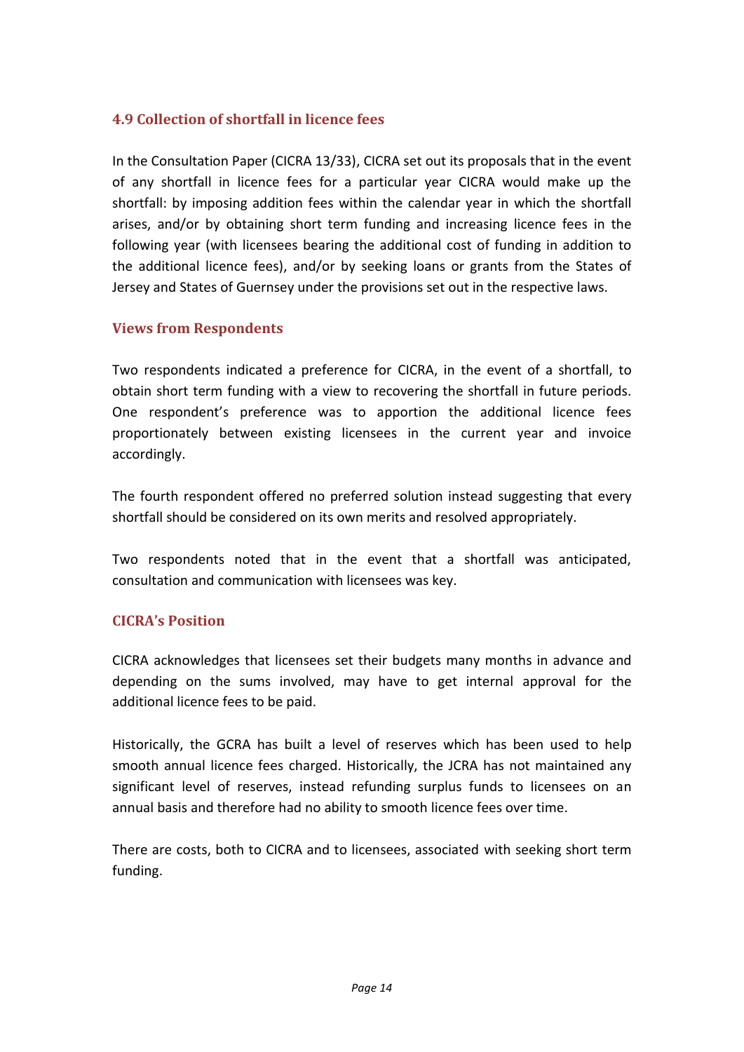## 4.9 Collection of shortfall in licence fees

In the Consultation Paper (CICRA 13/33), CICRA set out its proposals that in the event of any shortfall in licence fees for a particular year CICRA would make up the shortfall: by imposing addition fees within the calendar year in which the shortfall arises, and/or by obtaining short term funding and increasing licence fees in the following year (with licensees bearing the additional cost of funding in addition to the additional licence fees), and/or by seeking loans or grants from the States of Jersey and States of Guernsey under the provisions set out in the respective laws.

### Views from Respondents

Two respondents indicated a preference for CICRA, in the event of a shortfall, to obtain short term funding with a view to recovering the shortfall in future periods. One respondent's preference was to apportion the additional licence fees proportionately between existing licensees in the current year and invoice accordingly.

The fourth respondent offered no preferred solution instead suggesting that every shortfall should be considered on its own merits and resolved appropriately.

Two respondents noted that in the event that a shortfall was anticipated, consultation and communication with licensees was key.

### CICRA's Position

CICRA acknowledges that licensees set their budgets many months in advance and depending on the sums involved, may have to get internal approval for the additional licence fees to be paid.

Historically, the GCRA has built a level of reserves which has been used to help smooth annual licence fees charged. Historically, the JCRA has not maintained any significant level of reserves, instead refunding surplus funds to licensees on an annual basis and therefore had no ability to smooth licence fees over time.

There are costs, both to CICRA and to licensees, associated with seeking short term funding.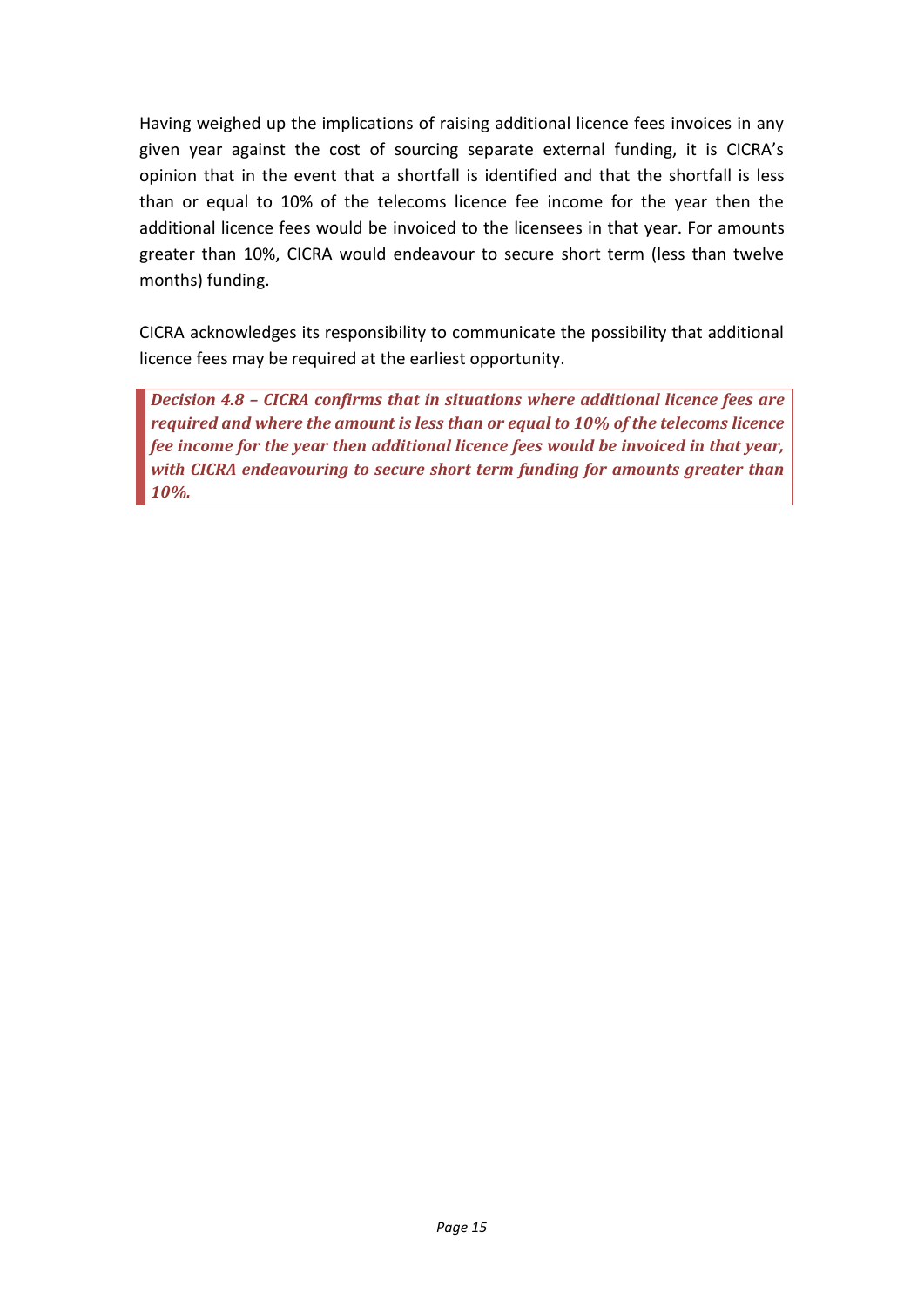Having weighed up the implications of raising additional licence fees invoices in any given year against the cost of sourcing separate external funding, it is CICRA's opinion that in the event that a shortfall is identified and that the shortfall is less than or equal to 10% of the telecoms licence fee income for the year then the additional licence fees would be invoiced to the licensees in that year. For amounts greater than 10%, CICRA would endeavour to secure short term (less than twelve months) funding.

CICRA acknowledges its responsibility to communicate the possibility that additional licence fees may be required at the earliest opportunity.

> ***Decision 4.8 – CICRA confirms that in situations where additional licence fees are required and where the amount is less than or equal to 10% of the telecoms licence fee income for the year then additional licence fees would be invoiced in that year, with CICRA endeavouring to secure short term funding for amounts greater than 10%.***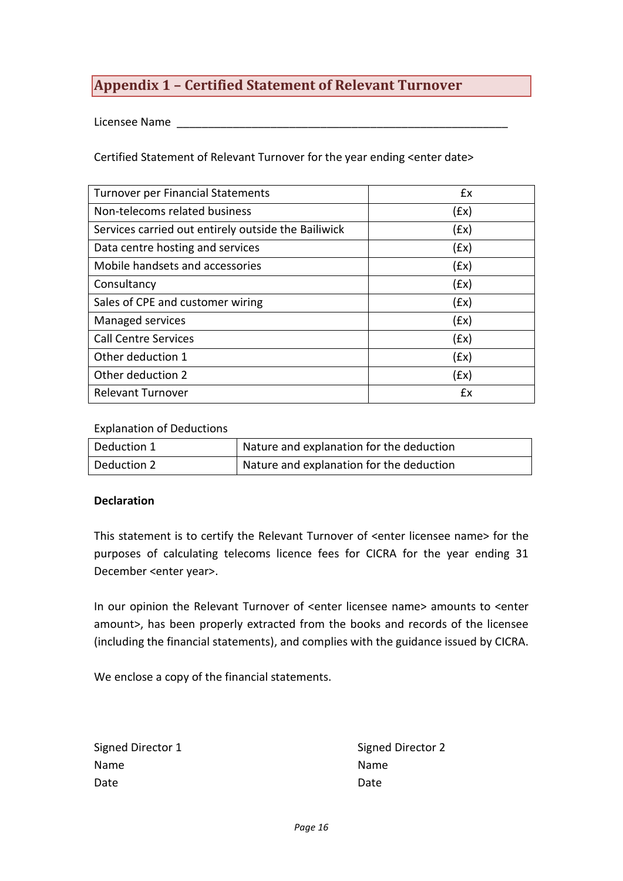## Appendix 1 – Certified Statement of Relevant Turnover

Licensee Name ________________________________________________________

Certified Statement of Relevant Turnover for the year ending <enter date>

| | |
|---|---|
| Turnover per Financial Statements | £x |
| Non-telecoms related business | (£x) |
| Services carried out entirely outside the Bailiwick | (£x) |
| Data centre hosting and services | (£x) |
| Mobile handsets and accessories | (£x) |
| Consultancy | (£x) |
| Sales of CPE and customer wiring | (£x) |
| Managed services | (£x) |
| Call Centre Services | (£x) |
| Other deduction 1 | (£x) |
| Other deduction 2 | (£x) |
| Relevant Turnover | £x |

Explanation of Deductions

| | |
|---|---|
| Deduction 1 | Nature and explanation for the deduction |
| Deduction 2 | Nature and explanation for the deduction |

**Declaration**

This statement is to certify the Relevant Turnover of <enter licensee name> for the purposes of calculating telecoms licence fees for CICRA for the year ending 31 December <enter year>.

In our opinion the Relevant Turnover of <enter licensee name> amounts to <enter amount>, has been properly extracted from the books and records of the licensee (including the financial statements), and complies with the guidance issued by CICRA.

We enclose a copy of the financial statements.

Signed Director 1
Name
Date

Signed Director 2
Name
Date